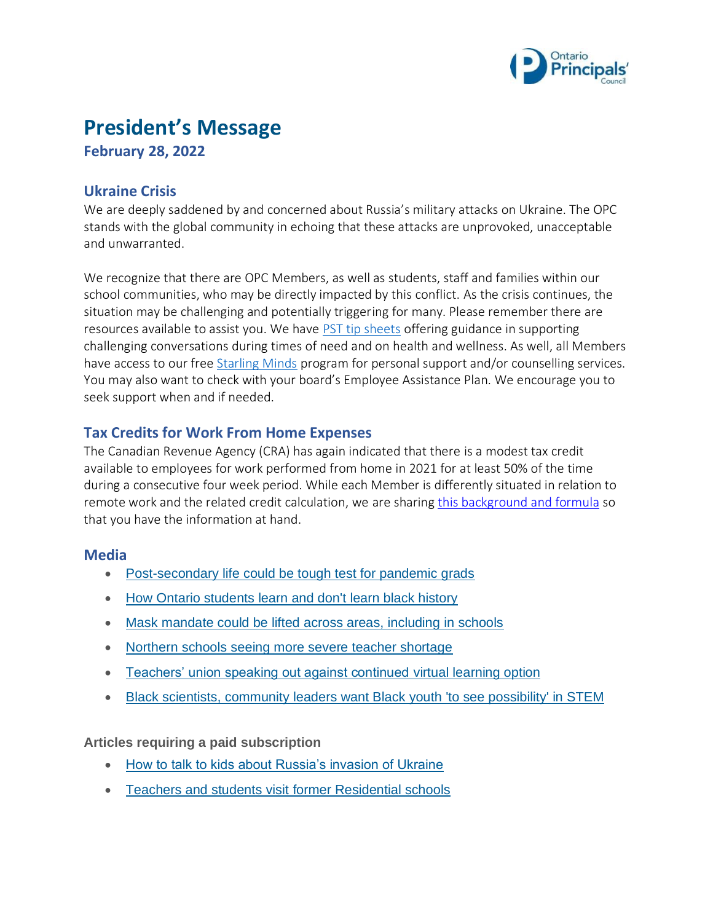# President's Message

**February 28, 2022**

## Ukraine Crisis

We are deeply saddened by and concerned about Russia's military attacks on Ukraine. The OPC stands with the global community in echoing that these attacks are unprovoked, unacceptable and unwarranted.

We recognize that there are OPC Members, as well as students, staff and families within our school communities, who may be directly impacted by this conflict. As the crisis continues, the situation may be challenging and potentially triggering for many. Please remember there are resources available to assist you. We have PST tip sheets offering guidance in supporting challenging conversations during times of need and on health and wellness. As well, all Members have access to our free Starling Minds program for personal support and/or counselling services. You may also want to check with your board's Employee Assistance Plan. We encourage you to seek support when and if needed.

## Tax Credits for Work From Home Expenses

The Canadian Revenue Agency (CRA) has again indicated that there is a modest tax credit available to employees for work performed from home in 2021 for at least 50% of the time during a consecutive four week period. While each Member is differently situated in relation to remote work and the related credit calculation, we are sharing this background and formula so that you have the information at hand.

## Media

- Post-secondary life could be tough test for pandemic grads
- How Ontario students learn and don't learn black history
- Mask mandate could be lifted across areas, including in schools
- Northern schools seeing more severe teacher shortage
- Teachers' union speaking out against continued virtual learning option
- Black scientists, community leaders want Black youth 'to see possibility' in STEM

**Articles requiring a paid subscription**

- How to talk to kids about Russia's invasion of Ukraine
- Teachers and students visit former Residential schools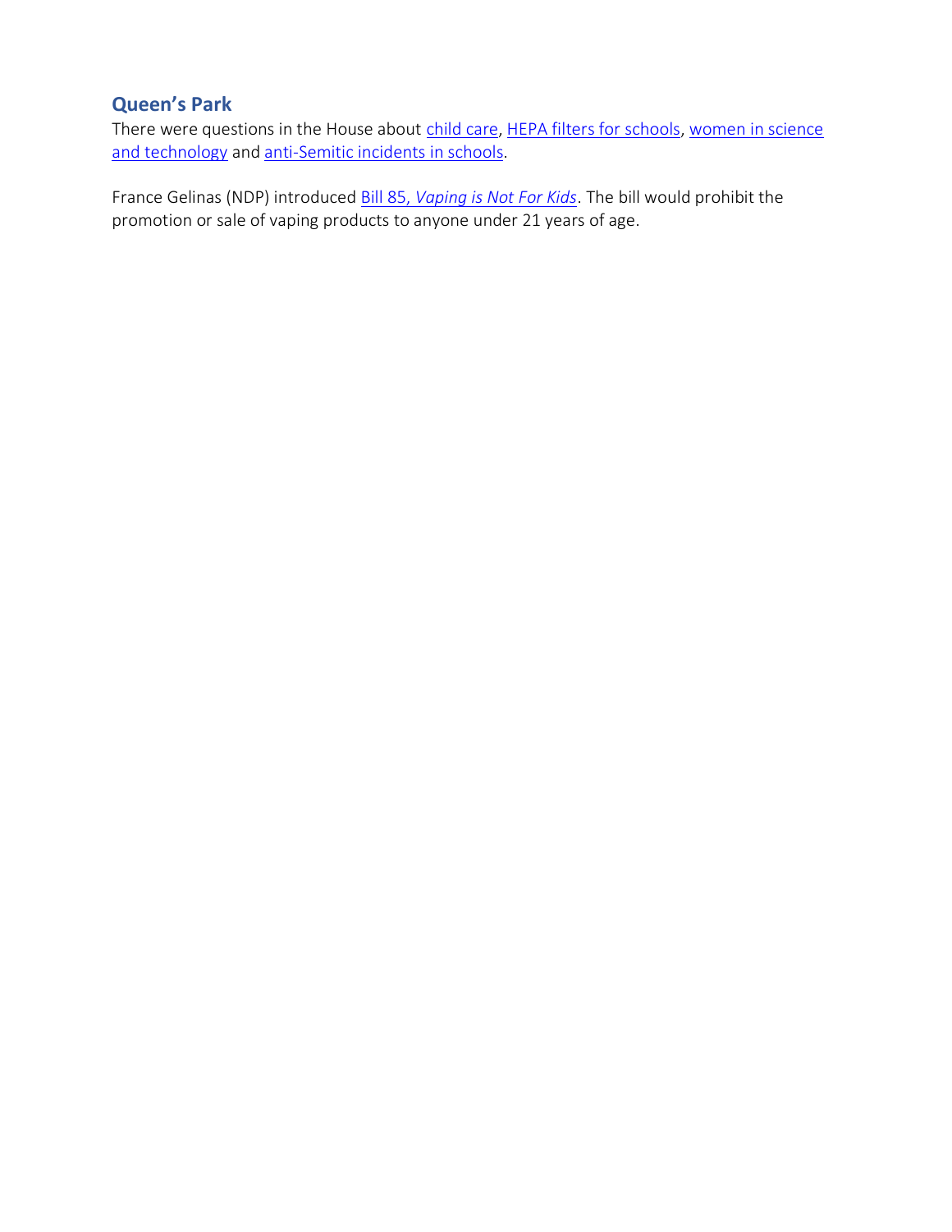## Queen's Park

There were questions in the House about child care, HEPA filters for schools, women in science and technology and anti-Semitic incidents in schools.

France Gelinas (NDP) introduced Bill 85, *Vaping is Not For Kids*. The bill would prohibit the promotion or sale of vaping products to anyone under 21 years of age.